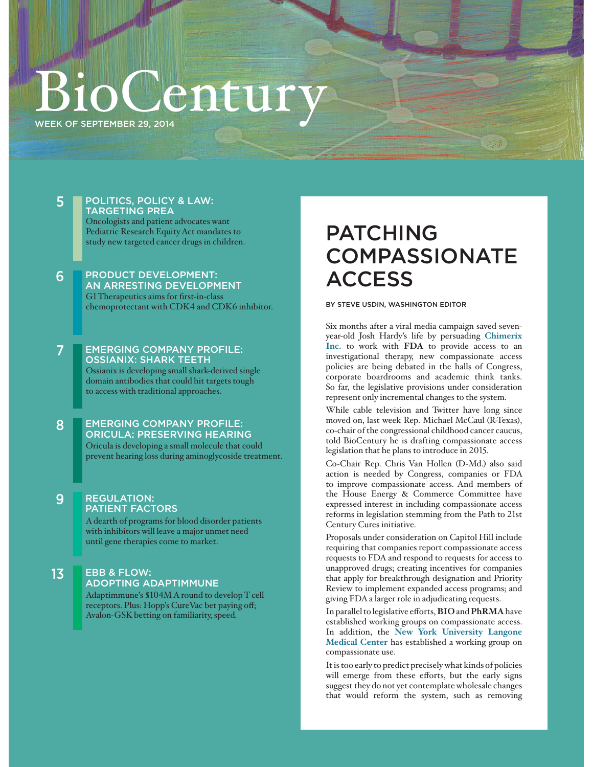# BioCentury

WEEK OF SEPTEMBER 29, 2014

**5** POLITICS, POLICY & LAW: TARGETING PREA

Oncologists and patient advocates want Pediatric Research Equity Act mandates to study new targeted cancer drugs in children.

**6** PRODUCT DEVELOPMENT: AN ARRESTING DEVELOPMENT

G1 Therapeutics aims for first-in-class chemoprotectant with CDK4 and CDK6 inhibitor.

**7** EMERGING COMPANY PROFILE: OSSIANIX: SHARK TEETH

Ossianix is developing small shark-derived single domain antibodies that could hit targets tough to access with traditional approaches.

**8** EMERGING COMPANY PROFILE: ORICULA: PRESERVING HEARING

Oricula is developing a small molecule that could prevent hearing loss during aminoglycoside treatment.

**9** REGULATION: PATIENT FACTORS

A dearth of programs for blood disorder patients with inhibitors will leave a major unmet need until gene therapies come to market.

**13** EBB & FLOW: ADOPTING ADAPTIMMUNE

Adaptimmune's $104M A round to develop T cell receptors. Plus: Hopp's CureVac bet paying off; Avalon-GSK betting on familiarity, speed.

## PATCHING COMPASSIONATE ACCESS

BY STEVE USDIN, WASHINGTON EDITOR

Six months after a viral media campaign saved seven-year-old Josh Hardy's life by persuading **Chimerix Inc.** to work with **FDA** to provide access to an investigational therapy, new compassionate access policies are being debated in the halls of Congress, corporate boardrooms and academic think tanks. So far, the legislative provisions under consideration represent only incremental changes to the system.

While cable television and Twitter have long since moved on, last week Rep. Michael McCaul (R-Texas), co-chair of the congressional childhood cancer caucus, told BioCentury he is drafting compassionate access legislation that he plans to introduce in 2015.

Co-Chair Rep. Chris Van Hollen (D-Md.) also said action is needed by Congress, companies or FDA to improve compassionate access. And members of the House Energy & Commerce Committee have expressed interest in including compassionate access reforms in legislation stemming from the Path to 21st Century Cures initiative.

Proposals under consideration on Capitol Hill include requiring that companies report compassionate access requests to FDA and respond to requests for access to unapproved drugs; creating incentives for companies that apply for breakthrough designation and Priority Review to implement expanded access programs; and giving FDA a larger role in adjudicating requests.

In parallel to legislative efforts, **BIO** and **PhRMA** have established working groups on compassionate access. In addition, the **New York University Langone Medical Center** has established a working group on compassionate use.

It is too early to predict precisely what kinds of policies will emerge from these efforts, but the early signs suggest they do not yet contemplate wholesale changes that would reform the system, such as removing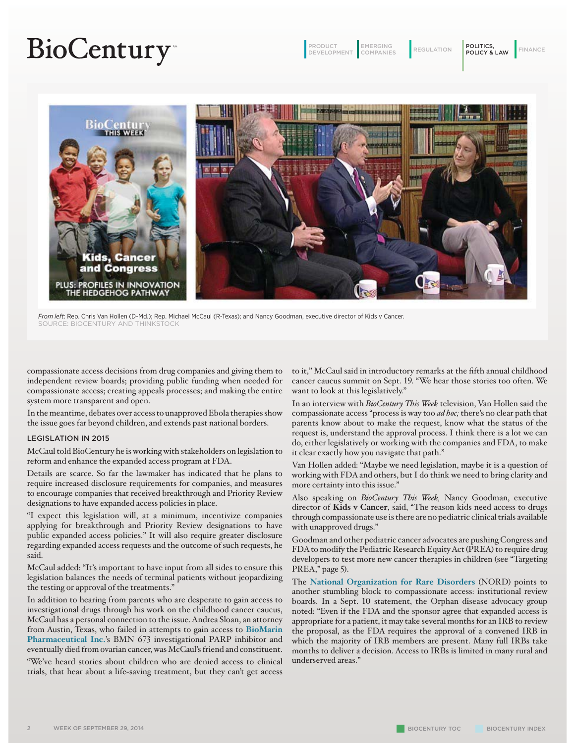From left: Rep. Chris Van Hollen (D-Md.); Rep. Michael McCaul (R-Texas); and Nancy Goodman, executive director of Kids v Cancer.
SOURCE: BIOCENTURY AND THINKSTOCK

compassionate access decisions from drug companies and giving them to independent review boards; providing public funding when needed for compassionate access; creating appeals processes; and making the entire system more transparent and open.

In the meantime, debates over access to unapproved Ebola therapies show the issue goes far beyond children, and extends past national borders.

## LEGISLATION IN 2015

McCaul told BioCentury he is working with stakeholders on legislation to reform and enhance the expanded access program at FDA.

Details are scarce. So far the lawmaker has indicated that he plans to require increased disclosure requirements for companies, and measures to encourage companies that received breakthrough and Priority Review designations to have expanded access policies in place.

"I expect this legislation will, at a minimum, incentivize companies applying for breakthrough and Priority Review designations to have public expanded access policies." It will also require greater disclosure regarding expanded access requests and the outcome of such requests, he said.

McCaul added: "It's important to have input from all sides to ensure this legislation balances the needs of terminal patients without jeopardizing the testing or approval of the treatments."

In addition to hearing from parents who are desperate to gain access to investigational drugs through his work on the childhood cancer caucus, McCaul has a personal connection to the issue. Andrea Sloan, an attorney from Austin, Texas, who failed in attempts to gain access to **BioMarin Pharmaceutical Inc.**'s BMN 673 investigational PARP inhibitor and eventually died from ovarian cancer, was McCaul's friend and constituent.

"We've heard stories about children who are denied access to clinical trials, that hear about a life-saving treatment, but they can't get access to it," McCaul said in introductory remarks at the fifth annual childhood cancer caucus summit on Sept. 19. "We hear those stories too often. We want to look at this legislatively."

In an interview with *BioCentury This Week* television, Van Hollen said the compassionate access "process is way too *ad hoc;* there's no clear path that parents know about to make the request, know what the status of the request is, understand the approval process. I think there is a lot we can do, either legislatively or working with the companies and FDA, to make it clear exactly how you navigate that path."

Van Hollen added: "Maybe we need legislation, maybe it is a question of working with FDA and others, but I do think we need to bring clarity and more certainty into this issue."

Also speaking on *BioCentury This Week,* Nancy Goodman, executive director of **Kids v Cancer**, said, "The reason kids need access to drugs through compassionate use is there are no pediatric clinical trials available with unapproved drugs."

Goodman and other pediatric cancer advocates are pushing Congress and FDA to modify the Pediatric Research Equity Act (PREA) to require drug developers to test more new cancer therapies in children (see "Targeting PREA," page 5).

The **National Organization for Rare Disorders** (NORD) points to another stumbling block to compassionate access: institutional review boards. In a Sept. 10 statement, the Orphan disease advocacy group noted: "Even if the FDA and the sponsor agree that expanded access is appropriate for a patient, it may take several months for an IRB to review the proposal, as the FDA requires the approval of a convened IRB in which the majority of IRB members are present. Many full IRBs take months to deliver a decision. Access to IRBs is limited in many rural and underserved areas."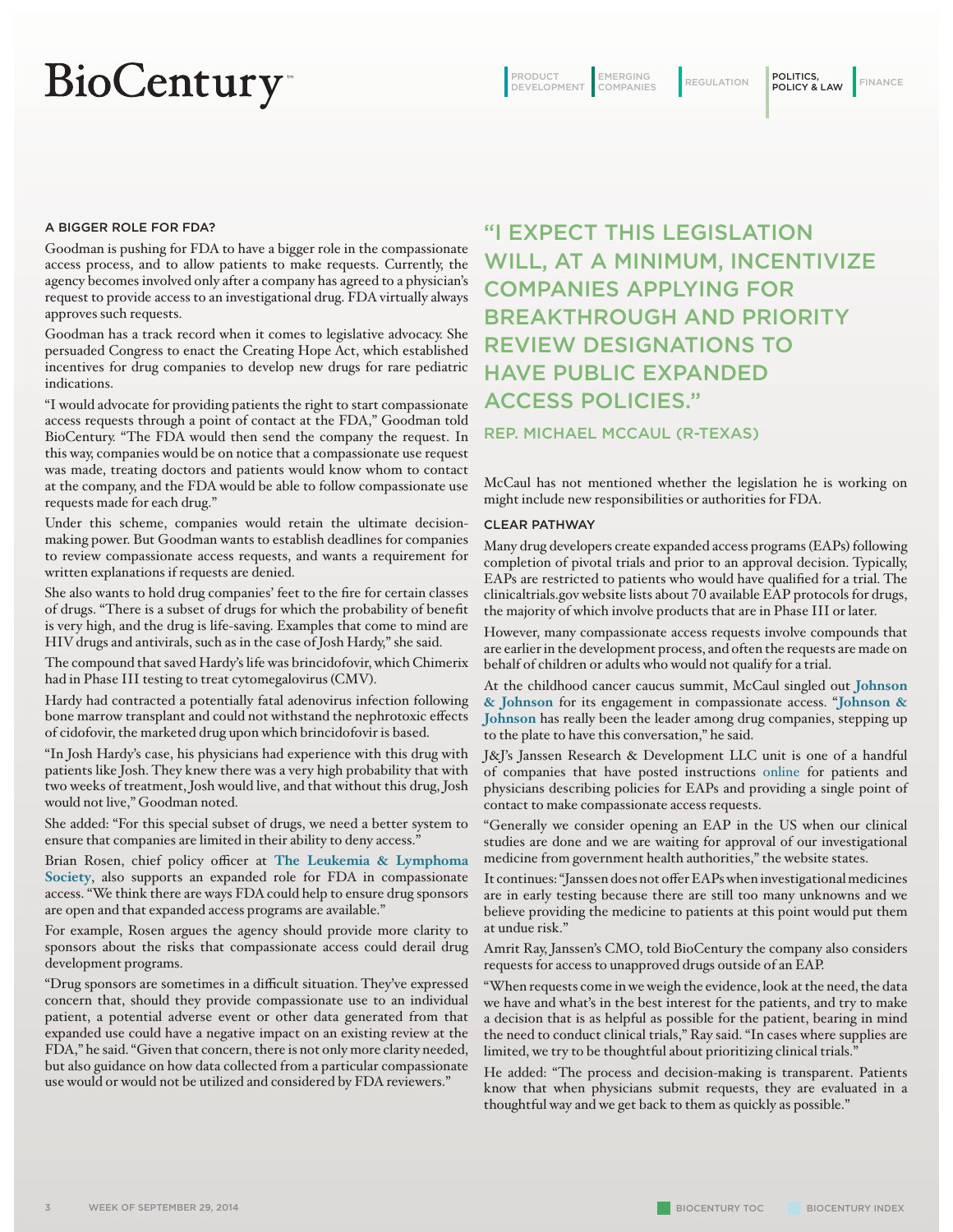## A BIGGER ROLE FOR FDA?

Goodman is pushing for FDA to have a bigger role in the compassionate access process, and to allow patients to make requests. Currently, the agency becomes involved only after a company has agreed to a physician's request to provide access to an investigational drug. FDA virtually always approves such requests.

Goodman has a track record when it comes to legislative advocacy. She persuaded Congress to enact the Creating Hope Act, which established incentives for drug companies to develop new drugs for rare pediatric indications.

"I would advocate for providing patients the right to start compassionate access requests through a point of contact at the FDA," Goodman told BioCentury. "The FDA would then send the company the request. In this way, companies would be on notice that a compassionate use request was made, treating doctors and patients would know whom to contact at the company, and the FDA would be able to follow compassionate use requests made for each drug."

Under this scheme, companies would retain the ultimate decision-making power. But Goodman wants to establish deadlines for companies to review compassionate access requests, and wants a requirement for written explanations if requests are denied.

She also wants to hold drug companies' feet to the fire for certain classes of drugs. "There is a subset of drugs for which the probability of benefit is very high, and the drug is life-saving. Examples that come to mind are HIV drugs and antivirals, such as in the case of Josh Hardy," she said.

The compound that saved Hardy's life was brincidofovir, which Chimerix had in Phase III testing to treat cytomegalovirus (CMV).

Hardy had contracted a potentially fatal adenovirus infection following bone marrow transplant and could not withstand the nephrotoxic effects of cidofovir, the marketed drug upon which brincidofovir is based.

"In Josh Hardy's case, his physicians had experience with this drug with patients like Josh. They knew there was a very high probability that with two weeks of treatment, Josh would live, and that without this drug, Josh would not live," Goodman noted.

She added: "For this special subset of drugs, we need a better system to ensure that companies are limited in their ability to deny access."

Brian Rosen, chief policy officer at **The Leukemia & Lymphoma Society**, also supports an expanded role for FDA in compassionate access. "We think there are ways FDA could help to ensure drug sponsors are open and that expanded access programs are available."

For example, Rosen argues the agency should provide more clarity to sponsors about the risks that compassionate access could derail drug development programs.

"Drug sponsors are sometimes in a difficult situation. They've expressed concern that, should they provide compassionate use to an individual patient, a potential adverse event or other data generated from that expanded use could have a negative impact on an existing review at the FDA," he said. "Given that concern, there is not only more clarity needed, but also guidance on how data collected from a particular compassionate use would or would not be utilized and considered by FDA reviewers."

> "I EXPECT THIS LEGISLATION WILL, AT A MINIMUM, INCENTIVIZE COMPANIES APPLYING FOR BREAKTHROUGH AND PRIORITY REVIEW DESIGNATIONS TO HAVE PUBLIC EXPANDED ACCESS POLICIES."
>
> REP. MICHAEL MCCAUL (R-TEXAS)

McCaul has not mentioned whether the legislation he is working on might include new responsibilities or authorities for FDA.

## CLEAR PATHWAY

Many drug developers create expanded access programs (EAPs) following completion of pivotal trials and prior to an approval decision. Typically, EAPs are restricted to patients who would have qualified for a trial. The clinicaltrials.gov website lists about 70 available EAP protocols for drugs, the majority of which involve products that are in Phase III or later.

However, many compassionate access requests involve compounds that are earlier in the development process, and often the requests are made on behalf of children or adults who would not qualify for a trial.

At the childhood cancer caucus summit, McCaul singled out **Johnson & Johnson** for its engagement in compassionate access. "**Johnson & Johnson** has really been the leader among drug companies, stepping up to the plate to have this conversation," he said.

J&J's Janssen Research & Development LLC unit is one of a handful of companies that have posted instructions online for patients and physicians describing policies for EAPs and providing a single point of contact to make compassionate access requests.

"Generally we consider opening an EAP in the US when our clinical studies are done and we are waiting for approval of our investigational medicine from government health authorities," the website states.

It continues: "Janssen does not offer EAPs when investigational medicines are in early testing because there are still too many unknowns and we believe providing the medicine to patients at this point would put them at undue risk."

Amrit Ray, Janssen's CMO, told BioCentury the company also considers requests for access to unapproved drugs outside of an EAP.

"When requests come in we weigh the evidence, look at the need, the data we have and what's in the best interest for the patients, and try to make a decision that is as helpful as possible for the patient, bearing in mind the need to conduct clinical trials," Ray said. "In cases where supplies are limited, we try to be thoughtful about prioritizing clinical trials."

He added: "The process and decision-making is transparent. Patients know that when physicians submit requests, they are evaluated in a thoughtful way and we get back to them as quickly as possible."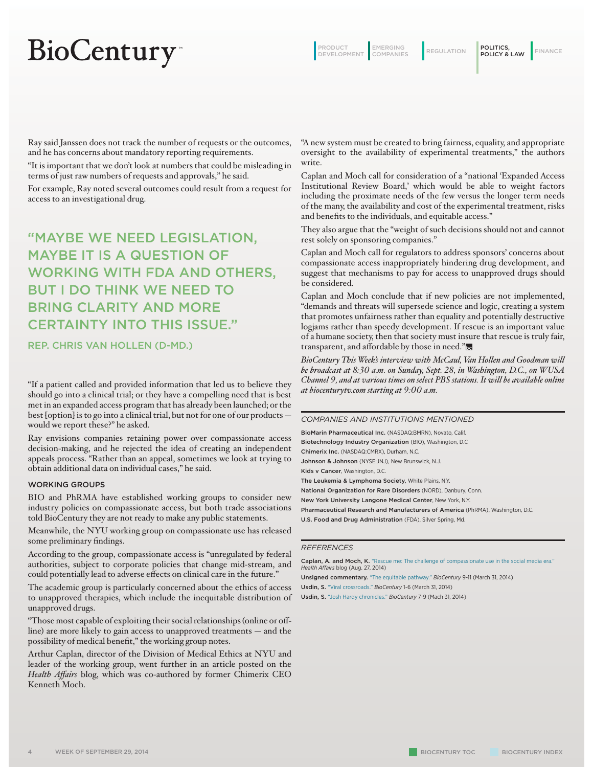Ray said Janssen does not track the number of requests or the outcomes, and he has concerns about mandatory reporting requirements.

"It is important that we don't look at numbers that could be misleading in terms of just raw numbers of requests and approvals," he said.

For example, Ray noted several outcomes could result from a request for access to an investigational drug.

> "MAYBE WE NEED LEGISLATION, MAYBE IT IS A QUESTION OF WORKING WITH FDA AND OTHERS, BUT I DO THINK WE NEED TO BRING CLARITY AND MORE CERTAINTY INTO THIS ISSUE."
>
> REP. CHRIS VAN HOLLEN (D-MD.)

"If a patient called and provided information that led us to believe they should go into a clinical trial; or they have a compelling need that is best met in an expanded access program that has already been launched; or the best [option] is to go into a clinical trial, but not for one of our products — would we report these?" he asked.

Ray envisions companies retaining power over compassionate access decision-making, and he rejected the idea of creating an independent appeals process. "Rather than an appeal, sometimes we look at trying to obtain additional data on individual cases," he said.

### WORKING GROUPS

BIO and PhRMA have established working groups to consider new industry policies on compassionate access, but both trade associations told BioCentury they are not ready to make any public statements.

Meanwhile, the NYU working group on compassionate use has released some preliminary findings.

According to the group, compassionate access is "unregulated by federal authorities, subject to corporate policies that change mid-stream, and could potentially lead to adverse effects on clinical care in the future."

The academic group is particularly concerned about the ethics of access to unapproved therapies, which include the inequitable distribution of unapproved drugs.

"Those most capable of exploiting their social relationships (online or off-line) are more likely to gain access to unapproved treatments — and the possibility of medical benefit," the working group notes.

Arthur Caplan, director of the Division of Medical Ethics at NYU and leader of the working group, went further in an article posted on the *Health Affairs* blog, which was co-authored by former Chimerix CEO Kenneth Moch.

"A new system must be created to bring fairness, equality, and appropriate oversight to the availability of experimental treatments," the authors write.

Caplan and Moch call for consideration of a "national 'Expanded Access Institutional Review Board,' which would be able to weight factors including the proximate needs of the few versus the longer term needs of the many, the availability and cost of the experimental treatment, risks and benefits to the individuals, and equitable access."

They also argue that the "weight of such decisions should not and cannot rest solely on sponsoring companies."

Caplan and Moch call for regulators to address sponsors' concerns about compassionate access inappropriately hindering drug development, and suggest that mechanisms to pay for access to unapproved drugs should be considered.

Caplan and Moch conclude that if new policies are not implemented, "demands and threats will supersede science and logic, creating a system that promotes unfairness rather than equality and potentially destructive logjams rather than speedy development. If rescue is an important value of a humane society, then that society must insure that rescue is truly fair, transparent, and affordable by those in need."

*BioCentury This Week's interview with McCaul, Van Hollen and Goodman will be broadcast at 8:30 a.m. on Sunday, Sept. 28, in Washington, D.C., on WUSA Channel 9, and at various times on select PBS stations. It will be available online at biocenturytv.com starting at 9:00 a.m.*

### COMPANIES AND INSTITUTIONS MENTIONED

**BioMarin Pharmaceutical Inc.** (NASDAQ:BMRN), Novato, Calif.
**Biotechnology Industry Organization** (BIO), Washington, D.C
**Chimerix Inc.** (NASDAQ:CMRX), Durham, N.C.
**Johnson & Johnson** (NYSE:JNJ), New Brunswick, N.J.
**Kids v Cancer**, Washington, D.C.
**The Leukemia & Lymphoma Society**, White Plains, N.Y.
**National Organization for Rare Disorders** (NORD), Danbury, Conn.
**New York University Langone Medical Center**, New York, N.Y.
**Pharmaceutical Research and Manufacturers of America** (PhRMA), Washington, D.C.
**U.S. Food and Drug Administration** (FDA), Silver Spring, Md.

### REFERENCES

**Caplan, A. and Moch, K.** "Rescue me: The challenge of compassionate use in the social media era." *Health Affairs* blog (Aug. 27, 2014)
**Unsigned commentary.** "The equitable pathway." *BioCentury* 9-11 (March 31, 2014)
**Usdin, S.** "Viral crossroads." *BioCentury* 1-6 (March 31, 2014)
**Usdin, S.** "Josh Hardy chronicles." *BioCentury* 7-9 (Mach 31, 2014)